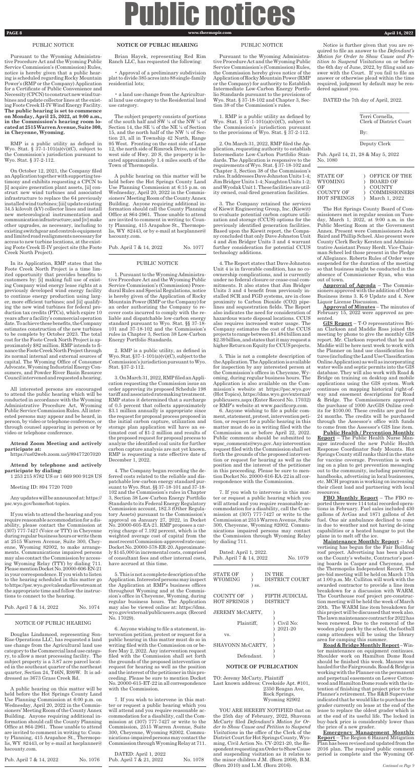# Public notices

## PUBLIC NOTICE

Pursuant to the Wyoming Administrative Procedure Act and the Wyoming Public Service Commission's (Commission) Rules, notice is hereby given that a public hearing is scheduled regarding Rocky Mountain Power's (RMP or the Company) Application for a Certificate of Public Convenience and Necessity (CPCN) to construct new wind turbines and update collector lines at the existing Foote Creek II-IV Wind Energy Facility. **The public hearing is set to commence on Monday, April 25, 2022, at 9:00 a.m., in the Commission's hearing room located at 2515 Warren Avenue, Suite 300, in Cheyenne, Wyoming.**

RMP is a public utility as defined in Wyo. Stat. § 37-1-101(a)(vi)(C), subject to the Commission's jurisdiction pursuant to Wyo. Stat. § 37-2-112.

On October 12, 2021, the Company filed an Application together with supporting testimony and exhibits requesting a CPCN to [i] acquire generation plant assets, [ii] construct new wind turbines and associated infrastructure to replace the 64 previously installed wind turbines; [iii] update existing 34.5 kilovolt (kV) collector lines and install new meteorological instrumentation and communication infrastructure; and [iv] make other upgrades, as necessary, including to existing switchgear and controls equipment and limited road realignments necessary for access to new turbine locations, at the existing Foote Creek II-IV project site (the Foote Creek North Project).

In its Application, RMP states that the Foote Creek North Project is a time limited opportunity that provides benefits to customers by: [i] making full use of existing Company wind energy lease rights at a previously developed wind energy facility to continue energy production using larger, more efficient turbines; and [ii] qualifying the new wind turbines for federal production tax credits (PTCs), which expire 10 years after a facility's commercial operation date. To achieve these benefits, the Company estimates construction of the new turbines to be complete by October 2023. The total cost for the Foote Creek North Project is approximately $82 million. RMP intends to finance the Foote Creek North Project through its normal internal and external sources of capital. The Wyoming Office of Consumer Advocate, Wyoming Industrial Energy Consumers, and Powder River Basin Resource Council intervened and requested a hearing.

All interested persons are encouraged to attend the public hearing which will be conducted in accordance with the Wyoming Administrative Procedure Act, Wyoming Public Service Commission Rules. All interested persons may appear and be heard, in person, by video or telephone conference, or through counsel appearing in person or by video or telephone conference.

**Attend Zoom Meeting and actively participate at:**
https://us02web.zoom.us/j/89477207020

**Attend by telephone and actively participate by dialing:**
1 253 215 8782 US or 1 669 900 9128 US

Meeting ID: 894 7720 7020

Any updates will be announced at: https://psc.wyo.gov/home/hot-topics.

If you wish to attend the hearing and you require reasonable accommodation for a disability, please contact the Commission at (307) 777-7427 (Voice or TTY) in Cheyenne during regular business hours or write them at 2515 Warren Avenue, Suite 300, Cheyenne, Wyoming 82002, to make arrangements. Communications impaired persons may also contact the Commission by accessing Wyoming Relay (TTY) by dialing 711. Please mention Docket No. 20000-606-EN-21 in your correspondence. If you wish to listen to the hearing scheduled in this matter go to https://psc.wyo.gov/calendar/livestream at the appropriate time and follow the instructions to connect to the hearing.

Pub. April 7 & 14, 2022 No. 1074

## NOTICE OF PUBLIC HEARING

Douglas Lindamood, representing Sonrise Operations LLC, has requested a land use change from the Agricultural land use category to the Commercial land use category, to allow a meat processing facility. The subject property is a 3.87 acre parcel located in the southeast quarter of the northeast quarter, Section 24, T46N, R99W. It is addressed as 3673 Grass Creek Rd.

A public hearing on this matter will be held before the Hot Springs County Land Use Planning Commission at 6:00 p.m. on Wednesday, April 20, 2022 in the Commissioners' Meeting Room of the County Annex Building. Anyone requiring additional information should call the County Planning Office at 864-2961. Those unable to attend are invited to comment in writing to: County Planning, 415 Arapahoe St., Thermopolis, WY 82443, or by e-mail at hscplanner@hscounty.com.

Pub. April 7 & 14, 2022 No. 1076

## NOTICE OF PUBLIC HEARING

Brian Hayek, representing Red Rim Ranch LLC, has requested the following:

- Approval of a preliminary subdivision plat to divide 385 acres into 88 single-family residential lots;
- a land use change from the Agricultural land use category to the Residential land use category.

The subject property consists of portions of the south half and SW ¼ of the NW ¼ of Section 14, the SE ¼ of the NE ¼ of Section 15, and the north half of the NW ¼ of Section 23, all in Township 42 North, Range 95 West. Fronting on the east side of Lane 12, the north side of Rimrock Drive, and the west side of Hwy. 20 S, the property is located approximately 1.4 miles south of the Town of Thermopolis.

A public hearing on this matter will be held before the Hot Springs County Land Use Planning Commission at 6:15 p.m. on Wednesday, April 20, 2022 in the Commissioners' Meeting Room of the County Annex Building. Anyone requiring additional information should call the County Planning Office at 864-2961. Those unable to attend are invited to comment in writing to: County Planning, 415 Arapahoe St., Thermopolis, WY 82443, or by e-mail at hscplanner@hscounty.com.

Pub. April 7 & 14, 2022 No. 1077

## PUBLIC NOTICE

1. Pursuant to the Wyoming Administrative Procedure Act and the Wyoming Public Service Commission's (Commission) Procedural Rules and Special Regulations, notice is hereby given of the Application of Rocky Mountain Power (RMP or the Company) for an order authorizing the Company to recover costs incurred to comply with the reliable and dispatchable low-carbon energy standard pursuant to Wyo. Stat. §§ 37-18-101 and 37-18-102 and the Commission's rules in Chapter 3, Section 38 Low-Carbon Energy Portfolio Standards.

2. RMP is a public utility, as defined in Wyo. Stat. §37-1-101(a)(vi)(C), subject to the Commission's jurisdiction pursuant to Wyo. Stat. §37-2-112.

3. On March 31, 2022, RMP filed an Application requesting the Commission issue an order approving its proposed Schedule 198 tariff and associated ratemaking treatment. RMP states it determined that a surcharge of 0.5 percent that collects approximately $3.1 million annually is appropriate since the request for proposal process proposed in the initial carbon capture, utilization and storage plan application will have an estimated cost of $1-2 million and results of the proposed request for proposal process to analyze the identified coal units for further carbon capture analysis are not yet known. RMP is requesting a rate effective date of December 1, 2022.

4. The Company began recording the deferred costs related to the reliable and dispatchable low-carbon energy standard pursuant to Wyo. Stat. §§ 37-18-101 and 37-18-102 and the Commission's rules in Chapter 3, Section 38 Low-Carbon Energy Portfolio Standards to its Federal Energy Regulatory Commission account, 182.3 (Other Regulatory Assets) pursuant to the Commission's approval on January 27, 2022, in Docket No. 20000-605-EA-21. RMP proposes a carrying charge of 7.192 percent, which is the weighted average cost of capital from the most recent Commission-approved rate case; Docket No. 20000-578-ER-20. Approximately $145,000 in incremental costs, comprised of consultant fees and other internal costs, have accrued at this time.

5. This is not a complete description of the Application. Interested persons may inspect the Application at RMP's business offices throughout Wyoming and at the Commission's office in Cheyenne, Wyoming during regular business hours. The Application may also be viewed online at: https://dms.wyo.gov/external/publicusers.aspx (Record No. 17029).

6. Anyone wishing to file a statement, intervention petition, protest or request for a public hearing in this matter must do so in writing filed with the Commission on or before May 2, 2022. Any intervention request filed with the Commission shall set forth the grounds of the proposed intervention or request for hearing as well as the position and the interest of the petitioner in this proceeding. Please be sure to mention Docket No. 20000-615-ET-22 in all correspondence with the Commission.

7. If you wish to intervene in this matter or request a public hearing which you will attend and you require reasonable accommodation for a disability, call the Commission at (307) 777-7427 or write to the Commission, 2515 Warren Avenue, Suite 300, Cheyenne, Wyoming 82002. Communications-impaired persons may contact the Commission through Wyoming Relay at 711.

DATED: April 1, 2022
Pub. April 7 & 21, 2022 No. 1078

## PUBLIC NOTICE

Pursuant to the Wyoming Administrative Procedure Act and the Wyoming Public Service Commission's (Commission) Rules, the Commission hereby gives notice of the Application of Rocky Mountain Power (RMP or the Company) for authority to Establish Intermediate Low-Carbon Energy Portfolio Standards pursuant to the provisions of Wyo. Stat. § 37-18-102 and Chapter 3, Section 38 of the Commission's rules.

1. RMP is a public utility as defined by Wyo. Stat. § 37-1-101(a)(vi)(C), subject to the Commission's jurisdiction pursuant to the provisions of Wyo. Stat. § 37-2-112.

2. On March 31, 2022, RMP filed the Application, requesting authority to establish Intermediate Low-Carbon Portfolio Standards. The Application is responsive to the requirements of Wyo. Stat. § 37-18-102 and Chapter 3, Section 38 of the Commission's rules. It addresses Dave Johnston Units 1-4; Jim Bridger Units 1-4; Naughton Units 1-2; and Wyodak Unit 1. These facilities are utility owned, coal-fired generation facilities.

3. The Company retained the services of Kiewit Engineering Group, Inc. (Kiewit) to evaluate potential carbon capture utilization and storage (CCUS) options for the previously identified generation facilities. Based upon the Kiewit report, the Company concluded that only Dave Johnston Unit 4 and Jim Bridger Units 3 and 4 warrant further consideration for potential CCUS technology additions.

4. The Report states that Dave Johnston Unit 4 is in favorable condition, has no co-ownership complications, and is currently under no federal closure or cease-coal commitments. It also states that Jim Bridger Units 3 and 4 benefit from previously installed SCR and FGD systems, are in close proximity to Carbon Dioxide (CO2) pipelines and sequestration fields. The Report also indicates the need for consideration of hazardous waste disposal locations. CCUS also requires increased water usage. The Company estimates the cost of the CCUS projects to range between $1.484 billion and $2.39 billion, and states that it may request a higher Return on Equity for CCUS projects.

5. This is not a complete description of the Application. The Application is available for inspection by any interested person at the Commission's offices in Cheyenne, Wyoming, during regular business hours. The Application is also available on the Commission's website at https://psc.wyo.gov (Hot Topics), https://dms.wyo.gov/external/publicusers.aspx (Enter Record No. 17032) or RMP's website at www.pacificorp.com.

6. Anyone wishing to file a public comment, statement, protest, intervention petition, or request for a public hearing in this matter must do so in writing filed with the Commission on or before April 22, 2022. Public comments should be submitted to wpsc_comments@wyo.gov. Any intervention request filed with the Commission shall set forth the grounds of the proposed intervention or request for hearing as well as the position and the interest of the petitioner in this proceeding. Please be sure to mention Docket No. 20000-616-EA-22 in all correspondence with the Commission.

7. If you wish to intervene in this matter or request a public hearing which you will attend and you require reasonable accommodation for a disability, call the Commission at (307) 777-7427 or write to the Commission at 2515 Warren Avenue, Suite 300, Cheyenne, Wyoming 82002. Communications impaired persons may contact the Commission through Wyoming Relay by dialing 711.

Dated: April 1, 2022.
Pub. April 7 & 14, 2022 No. 1079

STATE OF WYOMING ) ss. IN THE DISTRICT COURT
COUNTY OF HOT SPRINGS ) FIFTH JUDICIAL DISTRICT

JEREMY McCARTY, Plaintiff,
vs. Civil No: 2021-20
SHAVONN McCARTY, Defendant.

## NOTICE OF PUBLICATION

TO: Jeremy McCarty, Plaintiff
Last known address: Creekside Apt. #101, 2350 Reagan Ave, Rock Springs, Wyoming 82902

YOU ARE HEREBY NOTIFIED that on the 25th day of February, 2022, Shavonn McCarty filed *Defendant's Motion for Order to Show Cause and Petition to Suspend Visitations* in the office of the Clerk of the District Court for Hot Springs County, Wyoming, Civil Action No. CV-2021-20, the Respondent requesting an Order to Show Cause and suspending visitation as it relates to the minor children J.M. (Born 2008), B.M. (Born 2010) and L.M. (Born 2016).

Notice is further given that you are required to file an answer to the *Defendant's Motion for Order to Show Cause and Petition to Suspend Visitations* on or before the 6th day of June, 2022, by filing said answer with the Court. If you fail to file an answer or otherwise plead within the time required, judgment by default may be rendered against you.

DATED the 7th day of April, 2022.

Terri Cornella,
Clerk of District Court

By:

Deputy Clerk

Pub. April 14, 21, 28 & May 5, 2022
No. 1080

STATE OF WYOMING ) OFFICE OF THE BOARD OF
OF ) COUNTY
COUNTY OF HOT SPRINGS ) COMMISSIONERS
) March 1, 2022

The Hot Springs County Board of Commissioners met in regular session on Tuesday, March 1, 2022, at 9:00 a.m. in the Public Meeting Room at the Government Annex. Present were Commissioners Jack Baird and Phillip Scheel. Also present were County Clerk Becky Kersten and Administrative Assistant Penny Herdt. Vice-Chairman Scheel led those present in the Pledge of Allegiance. Roberts Rules of Order were suspended for the duration of the meeting so that business might be conducted in the absence of Commissioner Ryan, who was out of town.

**Approval of Agenda** – The Commissioners approved with the addition of Other Business items 3. K-9 Update and 4. New Liquor License Discussion.

**Approval of Minutes** – The minutes of February 15, 2022 were approved as presented.

**GIS Report** – T-O representatives Brian Clarkson and Maddie Ross joined the meeting by phone to give the monthly GIS report. Mr. Clarkson reported that he and Maddie will be here next week to work with the Planner on land use classification features (including the Land Use Classification Online Application) as well as incorporating water wells and septic permits into the GIS database. They will also work with Road & Bridge on training on desktop and mobile applications using the GIS system. Work continues on mapping historical right-of-way and easement descriptions for Road & Bridge. The Commissioners approved the purchase of 1000 ArcGIS Online credits for $100.00. These credits are good for 24 months. The credits will be purchased through the Assessor's office with funds to come from the Assessor's GIS line item.

**Public Health / Prevention Monthly Report** – The Public Health Nurse Manager introduced the new Public Health Response Coordinator Sady Mounts. Hot Springs County still ranks third in the state for vaccine coverage. Prevention is working on a plan to get prevention messaging out to the community, including parenting handbooks, advertising in local businesses, etc. MCH program is working on increasing their client load and partnering with local resources.

**FBO Monthly Report** – The FBO reported there were 114 total recorded operations in February. Fuel sales included 430 gallons of AvGas and 1871 gallons of Jet Fuel. One air ambulance declined to come in due to weather and not having de-icing capabilities or a heated hangar to put the plane in to melt off the ice.

**Maintenance Monthly Report** – Advertising has begun for the Fair Building roof project. Advertising has been placed on the County's website, Contractor's posting boards in Casper and Cheyenne, and the Thermopolis Independent Record. The pre-bid meeting will be held on March 17th at 1:00 p.m. Mr. Culliton will work with the awarded contractor to provide a line item breakdown for a discussion with WARM. The Courthouse roof project pre-construction meeting will be held the week of March 20th. The WARM line item breakdown for this project will be discussed that week also. The lawn maintenance contract for 2022 has been renewed. Due to the removal of the wooden play park by the school, the football camp attendees will be using the library area for camping this summer.

**Road & Bridge Monthly Report** – Winter maintenance on equipment continues. Shoulder work on Hamilton Dome Road should be finished this week. Manure was hauled for the Fairgrounds. Road & Bridge is working with the Planner on the permanent and perpetual easements on Lower Cottonwood and Hamilton Dome roads with the intention of finishing that project prior to the Planner's retirement. The R&B Supervisor indicated that he would like to purchase the grader currently on lease at the end of the lease to replace the oldest grader which is at the end of its useful life. The locked in buy-back price is considerably lower than the price of a new grader.

**Emergency Management Monthly Report** – The Region 6 Hazard Mitigation Plan has been revised and updated from the 2016 plan. The required public comment period is complete and the Wyoming Of-

*Continued on Page 9*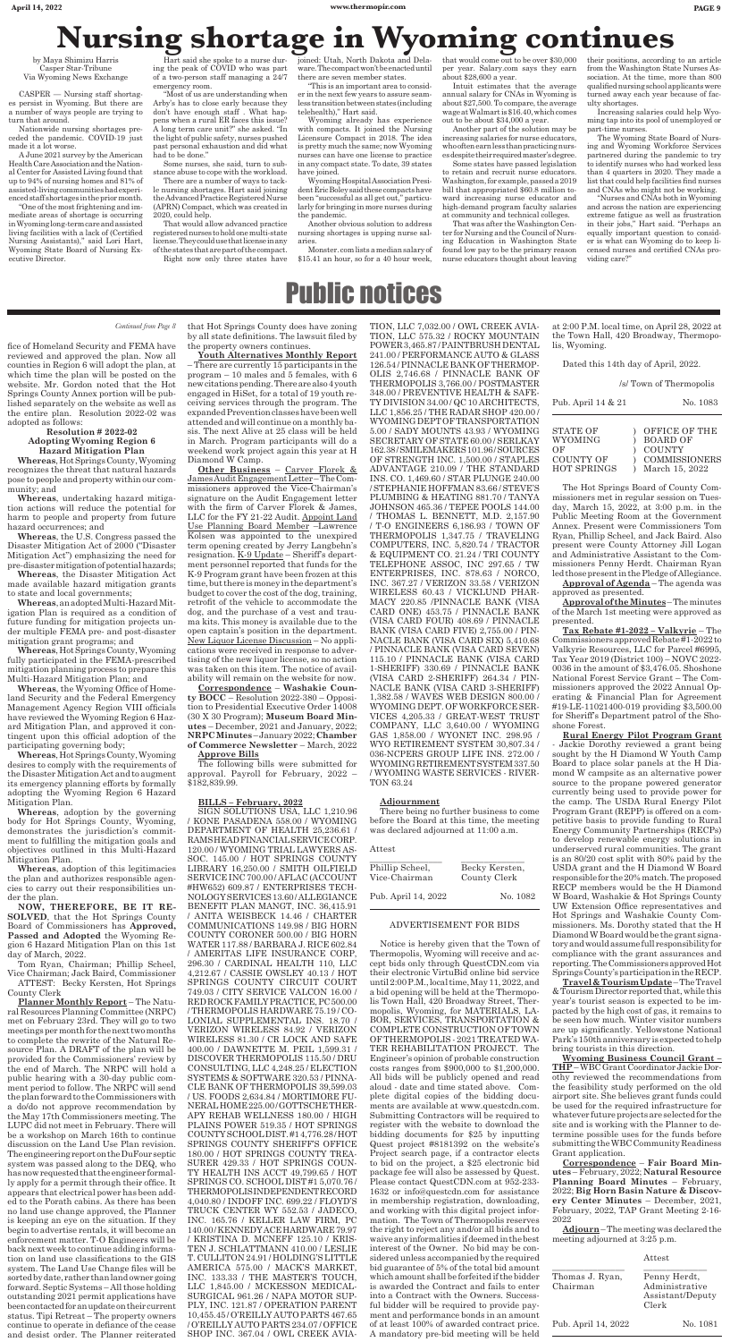# Nursing shortage in Wyoming continues

by Maya Shimizu Harris
Casper Star-Tribune
Via Wyoming News Exchange

CASPER — Nursing staff shortages persist in Wyoming. But there are a number of ways people are trying to turn that around.

Nationwide nursing shortages preceded the pandemic. COVID-19 just made it a lot worse.

A June 2021 survey by the American Health Care Association and the National Center for Assisted Living found that up to 94% of nursing homes and 81% of assisted-living communities had experienced staff shortages in the prior month.

"One of the most frightening and immediate areas of shortage is occurring in Wyoming long term care and assisted living facilities with a lack of (Certified Nursing Assistants)," said Lori Hart, Wyoming State Board of Nursing Executive Director.

Hart said she spoke to a nurse during the peak of COVID who was part of a two-person staff managing a 24/7 emergency room.

"Most of us are understanding when Arby's has to close early because they don't have enough staff. What happens when a rural ER faces this issue? A long term care unit?" she asked. "In the light of public safety, nurses pushed past personal exhaustion and did what had to be done."

Some nurses, she said, turn to substance abuse to cope with the workload.

There are a number of ways to tackle nursing shortages. Hart said joining the Advanced Practice Registered Nurse (APRN) Compact, which was created in 2020, could help.

That would allow advanced practice registered nurses to hold one multi-state license. They could use that license in any of the states that are part of the compact.

Right now only three states have joined: Utah, North Dakota and Delaware. The compact won't be enacted until there are seven member states.

"This is an important area to consider in the next few years to assure seamless transition between states (including telehealth)," Hart said.

Wyoming already has experience with compacts. It joined the Nursing Licensure Compact in 2018. The idea is pretty much the same; now Wyoming nurses can have one license to practice in any compact state. To date, 39 states have joined.

Wyoming Hospital Association President Eric Boley said these compacts have been "successful as all get out," particularly for bringing in more nurses during the pandemic.

Another obvious solution to address nursing shortages is upping nurse salaries.

Monster.com lists a median salary of $15.41 an hour, so for a 40 hour week, that would come out to be over $30,000 per year. Salary.com says they earn about $28,600 a year.

Intuit estimates that the average annual salary for CNAs in Wyoming is about $27,500. To compare, the average wage at Walmart is $16.40, which comes out to be about $34,000 a year.

Another part of the solution may be increasing salaries for nurse educators, who often earn less than practicing nurses despite their required master's degree.

Some states have passed legislation to retain and recruit nurse educators. Washington, for example, passed a 2019 bill that appropriated $60.8 million toward increasing nurse educator and high-demand program faculty salaries at community and technical colleges.

That was after the Washington Center for Nursing and the Council of Nursing Education in Washington State found low pay to be the primary reason nurse educators thought about leaving their positions, according to an article from the Washington State Nurses Association. At the time, more than 800 qualified nursing school applicants were turned away each year because of faculty shortages.

Increasing salaries could help Wyoming tap into its pool of unemployed or part-time nurses.

The Wyoming State Board of Nursing and Wyoming Workforce Services partnered during the pandemic to try to identify nurses who had worked less than 4 quarters in 2020. They made a list that could help facilities find nurses and CNAs who might not be working.

"Nurses and CNAs both in Wyoming and across the nation are experiencing extreme fatigue as well as frustration in their jobs," Hart said. "Perhaps an equally important question to consider is what can Wyoming do to keep licensed nurses and certified CNAs providing care?"

# Public notices

*Continued from Page 8*

fice of Homeland Security and FEMA have reviewed and approved the plan. Now all counties in Region 6 will adopt the plan, at which time the plan will be posted on the website. Mr. Gordon noted that the Hot Springs County Annex portion will be published separately on the website as well as the entire plan. Resolution 2022-02 was adopted as follows:

**Resolution # 2022-02**
**Adopting Wyoming Region 6**
**Hazard Mitigation Plan**

**Whereas**, Hot Springs County, Wyoming recognizes the threat that natural hazards pose to people and property within our community; and

**Whereas**, undertaking hazard mitigation actions will reduce the potential for harm to people and property from future hazard occurrences; and

**Whereas**, the U.S. Congress passed the Disaster Mitigation Act of 2000 ("Disaster Mitigation Act") emphasizing the need for pre-disaster mitigation of potential hazards;

**Whereas**, the Disaster Mitigation Act made available hazard mitigation grants to state and local governments;

**Whereas**, an adopted Multi-Hazard Mitigation Plan is required as a condition of future funding for mitigation projects under multiple FEMA pre- and post-disaster mitigation grant programs; and

**Whereas**, Hot Springs County, Wyoming fully participated in the FEMA-prescribed mitigation planning process to prepare this Multi-Hazard Mitigation Plan; and

**Whereas**, the Wyoming Office of Homeland Security and the Federal Emergency Management Agency Region VIII officials have reviewed the Wyoming Region 6 Hazard Mitigation Plan, and approved it contingent upon this official adoption of the participating governing body;

**Whereas**, Hot Springs County, Wyoming desires to comply with the requirements of the Disaster Mitigation Act and to augment its emergency planning efforts by formally adopting the Wyoming Region 6 Hazard Mitigation Plan.

**Whereas**, adoption by the governing body for Hot Springs County, Wyoming, demonstrates the jurisdiction's commitment to fulfilling the mitigation goals and objectives outlined in this Multi-Hazard Mitigation Plan.

**Whereas**, adoption of this legitimacies the plan and authorizes responsible agencies to carry out their responsibilities under the plan.

**NOW, THEREFORE, BE IT RESOLVED**, that the Hot Springs County Board of Commissioners has **Approved, Passed and Adopted** the Wyoming Region 6 Hazard Mitigation Plan on this 1st day of March, 2022.

Tom Ryan, Chairman; Phillip Scheel, Vice Chairman; Jack Baird, Commissioner
ATTEST: Becky Kersten, Hot Springs County Clerk

**Planner Monthly Report** – The Natural Resources Planning Committee (NRPC) met on February 23rd. They will go to two meetings per month for the next two months to complete the rewrite of the Natural Resource Plan. A DRAFT of the plan will be provided for the Commissioners' review by the end of March. The NRPC will hold a public hearing with a 30-day public comment period to follow. The NRPC will send the plan forward to the Commissioners with a do/do not approve recommendation by the May 17th Commissioners meeting. The LUPC did not meet in February. There will be a workshop on March 16th to continue discussion on the Land Use Plan revision. The engineering report on the DuFour septic system was passed along to the DEQ, who has now requested that the engineer formally apply for a permit through their office. It appears that electrical power has been added to the Porath cabins. As there has been no land use change approved, the Planner is keeping an eye on the situation. If they begin to advertise rentals, it will become an enforcement matter. T-O Engineers will be back next week to continue adding information on land use classifications to the GIS system. The Land Use Change files will be sorted by date, rather than landowner going forward. Septic Systems – All those holding outstanding 2021 permit applications have been contacted for an update on their current status. Tipi Retreat – The property owners continue to operate in defiance of the cease and desist order. The Planner reiterated that Hot Springs County does have zoning by all state definitions. The lawsuit filed by the property owners continues.

**Youth Alternatives Monthly Report** – There are currently 15 participants in the program – 10 males and 5 females, with 6 new citations pending. There are also 4 youth engaged in HiSet, for a total of 19 youth receiving services through the program. The expanded Prevention classes have been well attended and will continue on a monthly basis. The next Alive at 25 class will be held in March. Program participants will do a weekend work project again this year at H Diamond W Camp.

**Other Business** – Carver Florek & James Audit Engagement Letter – The Commissioners approved the Vice-Chairman's signature on the Audit Engagement letter with the firm of Carver Florek & James, LLC for the FY 21-22 Audit. Appoint Land Use Planning Board Member –Lawrence Kolsen was appointed to the unexpired term opening created by Jerry Langbehn's resignation. K-9 Update – Sheriff's department personnel reported that funds for the K-9 Program grant have been frozen at this time, but there is money in the department's budget to cover the cost of the dog, training, retrofit of the vehicle to accommodate the dog, and the purchase of a vest and trauma kits. This money is available due to the open captain's position in the department. New Liquor License Discussion – No applications were received in response to advertising of the new liquor license, so no action was taken on this item. The notice of availability will remain on the website for now.

**Correspondence** – **Washakie County BOCC** – Resolution 2022-380 – Opposition to Presidential Executive Order 14008 (30 X 30 Program); **Museum Board Minutes** – December, 2021 and January, 2022; **NRPC Minutes** – January 2022; **Chamber of Commerce Newsletter** – March, 2022

**Approve Bills**

The following bills were submitted for approval. Payroll for February, 2022 – $182,839.99.

**BILLS – February, 2022**

SIGN SOLUTIONS USA, LLC 1,210.96 / KONE PASADENA 558.00 / WYOMING DEPARTMENT OF HEALTH 25,236.61 / RAMSHEAD FINANCIAL SERVICE CORP. 120.00 / WYOMING TRIAL LAWYERS ASSOC. 145.00 / HOT SPRINGS COUNTY LIBRARY 16,250.00 / SMITH OILFIELD SERVICE INC 700.00 / AFLAC (ACCOUNT #HW652) 609.87 / ENTERPRISES TECHNOLOGY SERVICES 13.60 / ALLEGIANCE BENEFIT PLAN MANGT, INC. 36,415.91 / ANITA WEISBECK 14.46 / CHARTER COMMUNICATIONS 149.98 / BIG HORN COUNTY CORONER 500.00 / BIG HORN WATER 117.88 / BARBARA J. RICE 602.84 / AMERITAS LIFE INSURANCE CORP. 296.30 / CARDINAL HEALTH 110, LLC 4,212.67 / CASSIE OWSLEY 40.13 / HOT SPRINGS COUNTY CIRCUIT COURT 749.03 / CITY SERVICE VALCON 16.00 / REDROCK FAMILY PRACTICE, PC 500.00 / THERMOPOLIS HARDWARE 75.19 / COLONIAL SUPPLEMENTAL INS. 18.70 / VERIZON WIRELESS 84.92 / VERIZON WIRELESS 81.30 / CH LOCK AND SAFE 400.00 / DAWNETTE M. FEIL 1,599.31 / DISCOVER THERMOPOLIS 115.50 / DRU CONSULTING, LLC 4,248.25 / ELECTION SYSTEMS & SOFTWARE 320.53 / PINNACLE BANK OF THERMOPOLIS 39,599.03 / US. FOODS 2,634.84 / MORTIMORE FUNERAL HOME 225.00 / GOTTSCHE THERAPY REHAB WELLNESS 180.00 / HIGH PLAINS POWER 519.35 / HOT SPRINGS COUNTY SCHOOL DIST. #1 4,776.28 / HOT SPRINGS COUNTY SHERIFF'S OFFICE 180.00 / HOT SPRINGS COUNTY TREASURER 429.33 / HOT SPRINGS COUNTY HEALTH INS ACCT 49,799.65 / HOT SPRINGS CO. SCHOOL DIST #1 5,070.76 / THERMOPOLIS INDEPENDENT RECORD 4,040.80 / INDOFF INC. 699.22 / FLOYD'S TRUCK CENTER WY 552.53 / JADECO, INC. 165.76 / KELLER LAW FIRM, PC 140.00 / KENNEDY ACE HARDWARE 79.97 / KRISTINA D. MCNEFF 125.10 / KRISTEN J. SCHLATTMANN 410.00 / LESLIE T. CULLITON 24.91 / HOLDING'S LITTLE AMERICA 575.00 / MACK'S MARKET, INC. 133.33 / THE MASTER'S TOUCH, LLC 1,845.00 / MCKESSON MEDICAL-SURGICAL 961.26 / NAPA MOTOR SUPPLY, INC. 121.87 / OPERATION PARENT 10,453.45 / O'REILLY AUTO PARTS 467.65 / O'REILLY AUTO PARTS 234.07 / OFFICE SHOP INC. 367.04 / OWL CREEK AVIATION, LLC 7,032.00 / OWL CREEK AVIATION, LLC 575.32 / ROCKY MOUNTAIN POWER 3,465.87 / PAINTBRUSH DENTAL 241.00 / PERFORMANCE AUTO & GLASS 126.54 / PINNACLE BANK OF THERMOPOLIS 2,746.68 / PINNACLE BANK OF THERMOPOLIS 3,766.00 / POSTMASTER 348.00 / PREVENTIVE HEALTH & SAFETY DIVISION 34.00 / QC 10 ARCHITECTS, LLC 1,856.25 / THE RADAR SHOP 420.00 / WYOMING DEPT OF TRANSPORTATION 5.00 / SADY MOUNTS 43.93 / WYOMING SECRETARY OF STATE 60.00 / SERLKAY 162.38 / SMILEMAKERS 101.96 / SOURCES OF STRENGTH INC. 1,500.00 / STAPLES ADVANTAGE 210.09 / THE STANDARD INS. CO. 1,469.60 / STAR PLUNGE 240.00 / STEPHANIE HOFFMAN 83.66 / STEVE'S PLUMBING & HEATING 881.70 / TANYA JOHNSON 465.36 / TEPEE POOLS 144.00 / THOMAS L. BENNETT, M.D. 2,157.90 / T-O ENGINEERS 6,186.93 / TOWN OF THERMOPOLIS 1,347.75 / TRAVELING COMPUTERS, INC. 5,820.74 / TRACTOR & EQUIPMENT CO. 21.24 / TRI COUNTY TELEPHONE ASSOC. INC 297.65 / TW ENTERPRISES, INC. 878.63 / NORCO, INC. 367.27 / VERIZON 33.58 / VERIZON WIRELESS 60.43 / VICKLUND PHARMACY 220.85 / PINNACLE BANK (VISA CARD ONE) 453.75 / PINNACLE BANK (VISA CARD FOUR) 408.69 / PINNACLE BANK (VISA CARD FIVE) 2,755.00 / PINNACLE BANK (VISA CARD SIX) 5,410.68 / PINNACLE BANK (VISA CARD SEVEN) 115.10 / PINNACLE BANK (VISA CARD 1-SHERIFF) 330.69 / PINNACLE BANK (VISA CARD 2-SHERIFF) 264.34 / PINNACLE BANK (VISA CARD 3-SHERIFF) 1,382.58 / WAVES WEB DESIGN 800.00 / WYOMING DEPT. OF WORKFORCE SERVICES 4,205.33 / GREAT-WEST TRUST COMPANY, LLC 3,640.00 / WYOMING GAS 1,858.00 / WYONET INC. 298.95 / WYO RETIREMENT SYSTEM 30,807.34 / 036-NCPERS GROUP LIFE INS. 272.00 / WYOMING RETIREMENT SYSTEM 337.50 / WYOMING WASTE SERVICES - RIVERTON 63.24

**Adjournment**

There being no further business to come before the Board at this time, the meeting was declared adjourned at 11:00 a.m.

Attest

| | |
|---|---|
| Phillip Scheel, Vice-Chairman | Becky Kersten, County Clerk |

Pub. April 14, 2022 No. 1082

ADVERTISEMENT FOR BIDS

Notice is hereby given that the Town of Thermopolis, Wyoming will receive and accept bids only through QuestCDN.com via their electronic VirtuBid online bid service until 2:00 P.M., local time, May 11, 2022, and a bid opening will be held at the Thermopolis Town Hall, 420 Broadway Street, Thermopolis, Wyoming, for MATERIALS, LABOR, SERVICES, TRANSPORTATION & COMPLETE CONSTRUCTION OF TOWN OF THERMOPOLIS - 2021 TREATED WATER REHABILITATION PROJECT. The Engineer's opinion of probable construction costs ranges from $900,000 to $1,200,000. All bids will be publicly opened and read aloud - date and time stated above. Complete digital copies of the bidding documents are available at www.questcdn.com. Submitting Contractors will be required to register with the website to download the bidding documents for $25 by inputting Quest project #8181392 on the website's Project search page, if a contractor elects to bid on the project, a $25 electronic bid package fee will also be assessed by Quest. Please contact QuestCDN.com at 952-233-1632 or info@questcdn.com for assistance in membership registration, downloading, and working with this digital project information. The Town of Thermopolis reserves the right to reject any and/or all bids and to waive any informalities if deemed in the best interest of the Owner. No bid may be considered unless accompanied by the required bid guarantee of 5% of the total bid amount which amount shall be forfeited if the bidder is awarded the Contract and fails to enter into a Contract with the Owners. Successful bidder will be required to provide payment and performance bonds in an amount of at least 100% of awarded contract price. A mandatory pre-bid meeting will be held at 2:00 P.M. local time, on April 28, 2022 at the Town Hall, 420 Broadway, Thermopolis, Wyoming.

Dated this 14th day of April, 2022.

/s/ Town of Thermopolis

Pub. April 14 & 21 No. 1083

| | | |
|---|---|---|
| STATE OF WYOMING | ) | OFFICE OF THE |
| | ) | BOARD OF |
| OF | ) | COUNTY |
| COUNTY OF | ) | COMMISSIONERS |
| HOT SPRINGS | ) | March 15, 2022 |

The Hot Springs Board of County Commissioners met in regular session on Tuesday, March 15, 2022, at 3:00 p.m. in the Public Meeting Room at the Government Annex. Present were Commissioners Tom Ryan, Phillip Scheel, and Jack Baird. Also present were County Attorney Jill Logan and Administrative Assistant to the Commissioners Penny Herdt. Chairman Ryan led those present in the Pledge of Allegiance.

**Approval of Agenda** – The agenda was approved as presented.

**Approval of the Minutes** – The minutes of the March 1st meeting were approved as presented.

**Tax Rebate #1-2022 – Valkyrie** – The Commissioners approved Rebate #1-2022 to Valkyrie Resources, LLC for Parcel #6995, Tax Year 2019 (District 100) – NOVC 2022-0036 in the amount of $3,476.05. Shoshone National Forest Service Grant – The Commissioners approved the 2022 Annual Operating & Financial Plan for Agreement #19-LE-11021400-019 providing $3,500.00 for Sheriff's Department patrol of the Shoshone Forest.

**Rural Energy Pilot Program Grant** - Jackie Dorothy reviewed a grant being sought by the H Diamond W Youth Camp Board to place solar panels at the H Diamond W campsite as an alternative power source to the propane powered generator currently being used to provide power for the camp. The USDA Rural Energy Pilot Program Grant (REPP) is offered on a competitive basis to provide funding to Rural Energy Community Partnerships (RECPs) to develop renewable energy solutions in underserved rural communities. The grant is an 80/20 cost split with 80% paid by the USDA grant and the H Diamond W Board responsible for the 20% match. The proposed RECP members would be the H Diamond W Board, Washakie & Hot Springs County UW Extension Office representatives and Hot Springs and Washakie County Commissioners. Ms. Dorothy stated that the H Diamond W Board would be the grant signatory and would assume full responsibility for compliance with the grant assurances and reporting. The Commissioners approved Hot Springs County's participation in the RECP.

**Travel & Tourism Update** – The Travel & Tourism Director reported that, while this year's tourist season is expected to be impacted by the high cost of gas, it remains to be seen how much. Winter visitor numbers are up significantly. Yellowstone National Park's 150th anniversary is expected to help bring tourists in this direction.

**Wyoming Business Council Grant – THP** – WBC Grant Coordinator Jackie Dorothy reviewed the recommendations from the feasibility study performed on the old airport site. She believes grant funds could be used for the required infrastructure for whatever future projects are selected for the site and is working with the Planner to determine possible uses for the funds before submitting the WBC Community Readiness Grant application.

**Correspondence** – **Fair Board Minutes** – February, 2022; **Natural Resource Planning Board Minutes** – February, 2022; **Big Horn Basin Nature & Discovery Center Minutes** – December, 2021, February, 2022, TAP Grant Meeting 2-16-2022

**Adjourn** – The meeting was declared the meeting adjourned at 3:25 p.m.

Attest

| | |
|---|---|
| Thomas J. Ryan, Chairman | Penny Herdt, Administrative Assistant/Deputy Clerk |

Pub. April 14, 2022 No. 1081